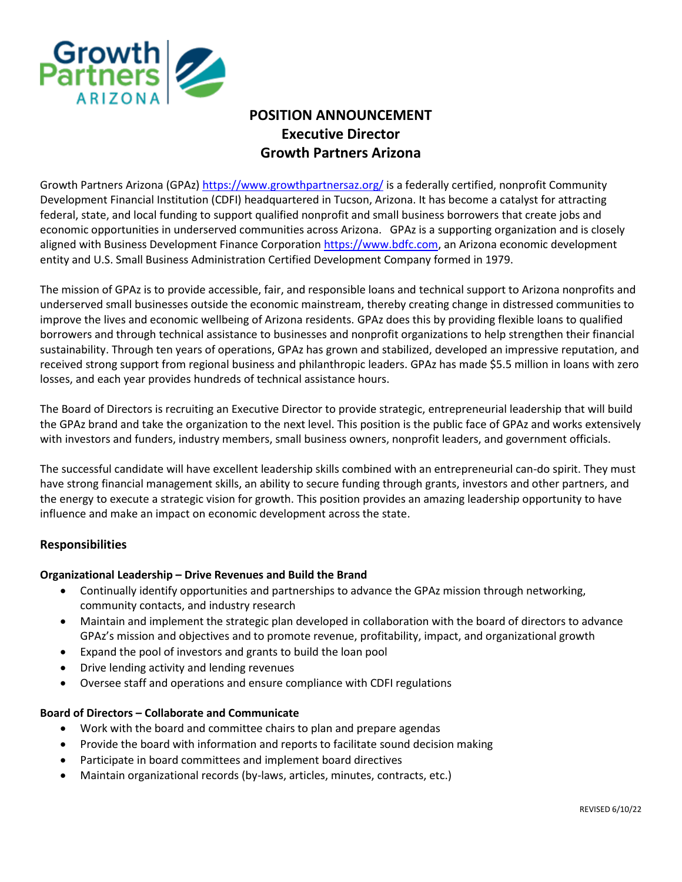# POSITION ANNOUNCEMENT
# Executive Director
# Growth Partners Arizona

Growth Partners Arizona (GPAz) https://www.growthpartnersaz.org/ is a federally certified, nonprofit Community Development Financial Institution (CDFI) headquartered in Tucson, Arizona. It has become a catalyst for attracting federal, state, and local funding to support qualified nonprofit and small business borrowers that create jobs and economic opportunities in underserved communities across Arizona. GPAz is a supporting organization and is closely aligned with Business Development Finance Corporation https://www.bdfc.com, an Arizona economic development entity and U.S. Small Business Administration Certified Development Company formed in 1979.

The mission of GPAz is to provide accessible, fair, and responsible loans and technical support to Arizona nonprofits and underserved small businesses outside the economic mainstream, thereby creating change in distressed communities to improve the lives and economic wellbeing of Arizona residents. GPAz does this by providing flexible loans to qualified borrowers and through technical assistance to businesses and nonprofit organizations to help strengthen their financial sustainability. Through ten years of operations, GPAz has grown and stabilized, developed an impressive reputation, and received strong support from regional business and philanthropic leaders. GPAz has made $5.5 million in loans with zero losses, and each year provides hundreds of technical assistance hours.

The Board of Directors is recruiting an Executive Director to provide strategic, entrepreneurial leadership that will build the GPAz brand and take the organization to the next level. This position is the public face of GPAz and works extensively with investors and funders, industry members, small business owners, nonprofit leaders, and government officials.

The successful candidate will have excellent leadership skills combined with an entrepreneurial can-do spirit. They must have strong financial management skills, an ability to secure funding through grants, investors and other partners, and the energy to execute a strategic vision for growth. This position provides an amazing leadership opportunity to have influence and make an impact on economic development across the state.

## Responsibilities

### Organizational Leadership – Drive Revenues and Build the Brand

- Continually identify opportunities and partnerships to advance the GPAz mission through networking, community contacts, and industry research
- Maintain and implement the strategic plan developed in collaboration with the board of directors to advance GPAz's mission and objectives and to promote revenue, profitability, impact, and organizational growth
- Expand the pool of investors and grants to build the loan pool
- Drive lending activity and lending revenues
- Oversee staff and operations and ensure compliance with CDFI regulations

### Board of Directors – Collaborate and Communicate

- Work with the board and committee chairs to plan and prepare agendas
- Provide the board with information and reports to facilitate sound decision making
- Participate in board committees and implement board directives
- Maintain organizational records (by-laws, articles, minutes, contracts, etc.)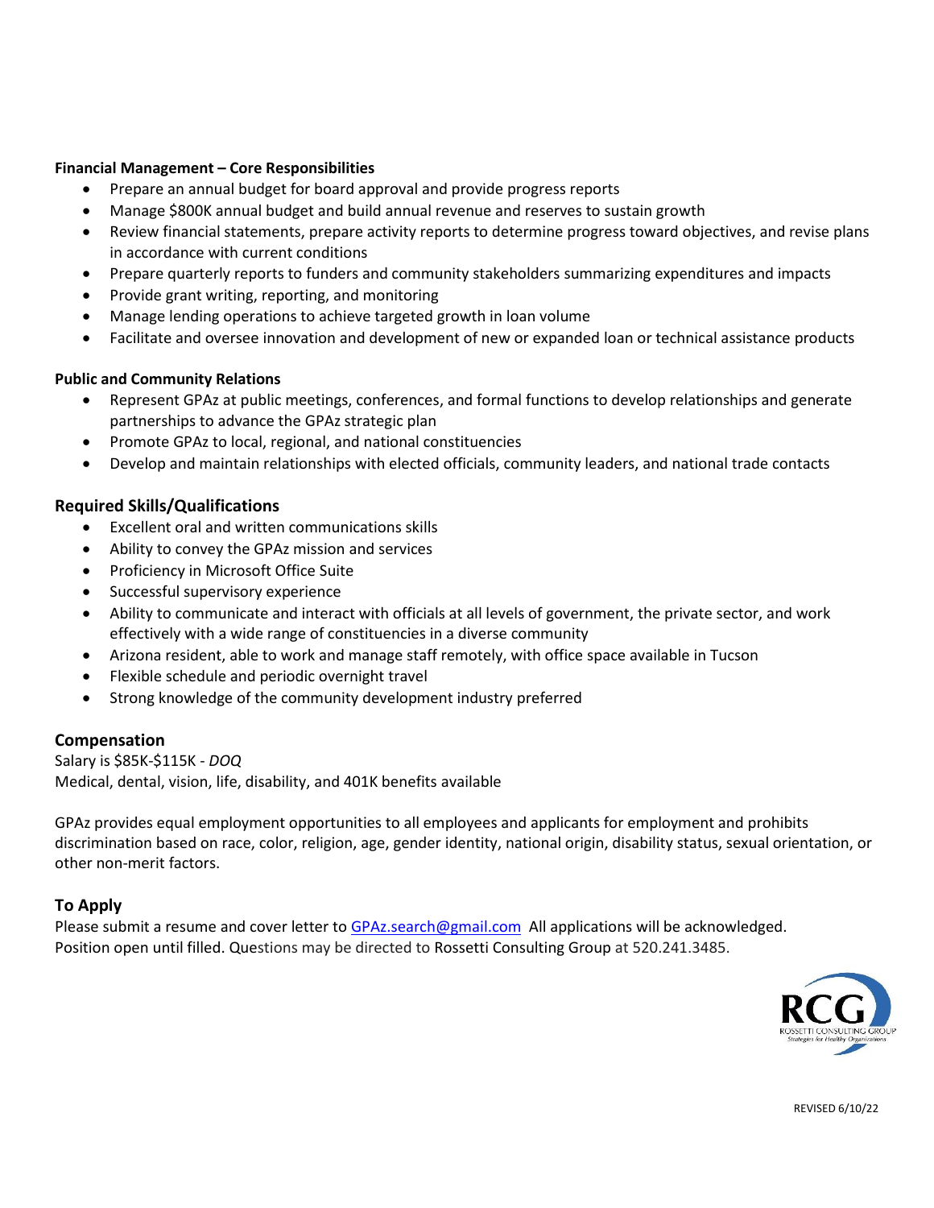**Financial Management – Core Responsibilities**

- Prepare an annual budget for board approval and provide progress reports
- Manage $800K annual budget and build annual revenue and reserves to sustain growth
- Review financial statements, prepare activity reports to determine progress toward objectives, and revise plans in accordance with current conditions
- Prepare quarterly reports to funders and community stakeholders summarizing expenditures and impacts
- Provide grant writing, reporting, and monitoring
- Manage lending operations to achieve targeted growth in loan volume
- Facilitate and oversee innovation and development of new or expanded loan or technical assistance products

**Public and Community Relations**

- Represent GPAz at public meetings, conferences, and formal functions to develop relationships and generate partnerships to advance the GPAz strategic plan
- Promote GPAz to local, regional, and national constituencies
- Develop and maintain relationships with elected officials, community leaders, and national trade contacts

## Required Skills/Qualifications

- Excellent oral and written communications skills
- Ability to convey the GPAz mission and services
- Proficiency in Microsoft Office Suite
- Successful supervisory experience
- Ability to communicate and interact with officials at all levels of government, the private sector, and work effectively with a wide range of constituencies in a diverse community
- Arizona resident, able to work and manage staff remotely, with office space available in Tucson
- Flexible schedule and periodic overnight travel
- Strong knowledge of the community development industry preferred

## Compensation

Salary is $85K-$115K - *DOQ*
Medical, dental, vision, life, disability, and 401K benefits available

GPAz provides equal employment opportunities to all employees and applicants for employment and prohibits discrimination based on race, color, religion, age, gender identity, national origin, disability status, sexual orientation, or other non-merit factors.

## To Apply

Please submit a resume and cover letter to GPAz.search@gmail.com All applications will be acknowledged. Position open until filled. Questions may be directed to Rossetti Consulting Group at 520.241.3485.

RCG
ROSSETTI CONSULTING GROUP
*Strategies for Healthy Organizations*

REVISED 6/10/22